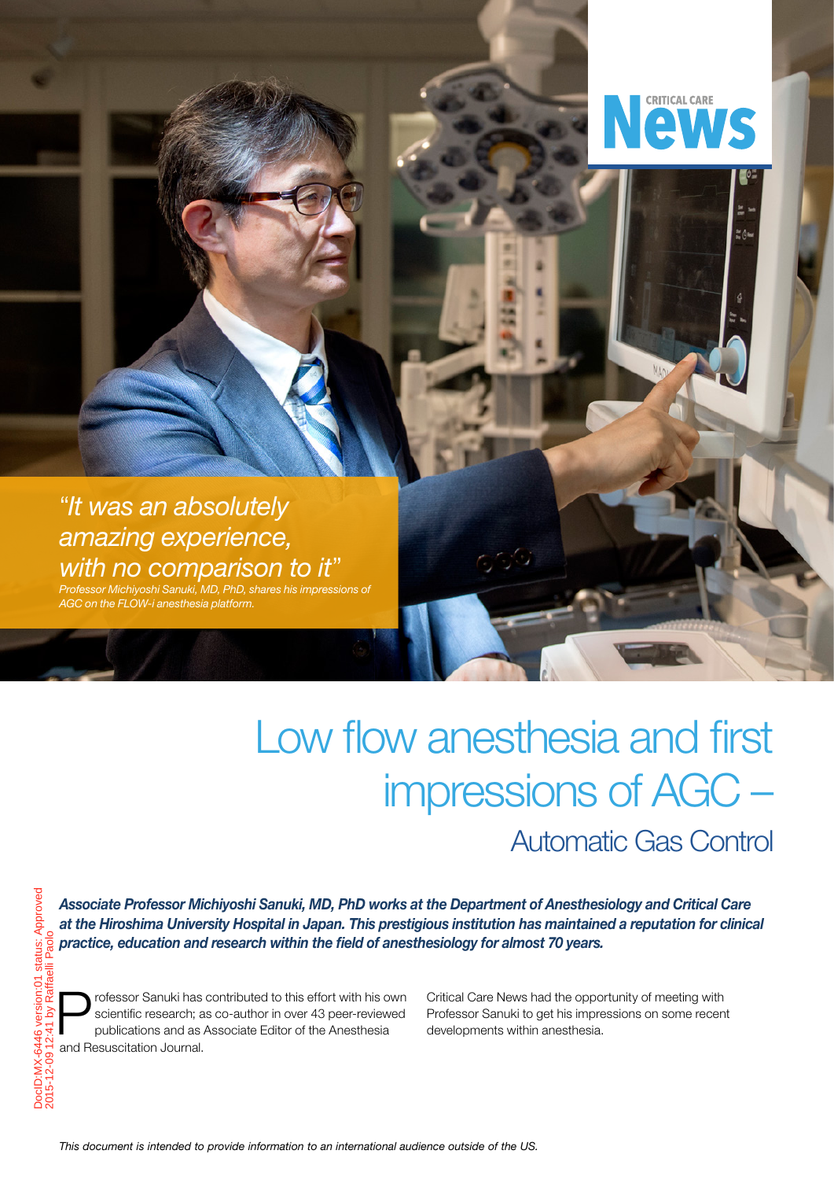CRITICAL CARE **News**

*"It was an absolutely amazing experience, with no comparison to it"*

*Professor Michiyoshi Sanuki, MD, PhD, shares his impressions of AGC on the FLOW-i anesthesia platform.*

# Low flow anesthesia and first impressions of AGC –

## Automatic Gas Control

***Associate Professor Michiyoshi Sanuki, MD, PhD works at the Department of Anesthesiology and Critical Care at the Hiroshima University Hospital in Japan. This prestigious institution has maintained a reputation for clinical practice, education and research within the field of anesthesiology for almost 70 years.***

Professor Sanuki has contributed to this effort with his own scientific research; as co-author in over 43 peer-reviewed publications and as Associate Editor of the Anesthesia and Resuscitation Journal.

Critical Care News had the opportunity of meeting with Professor Sanuki to get his impressions on some recent developments within anesthesia.

*This document is intended to provide information to an international audience outside of the US.*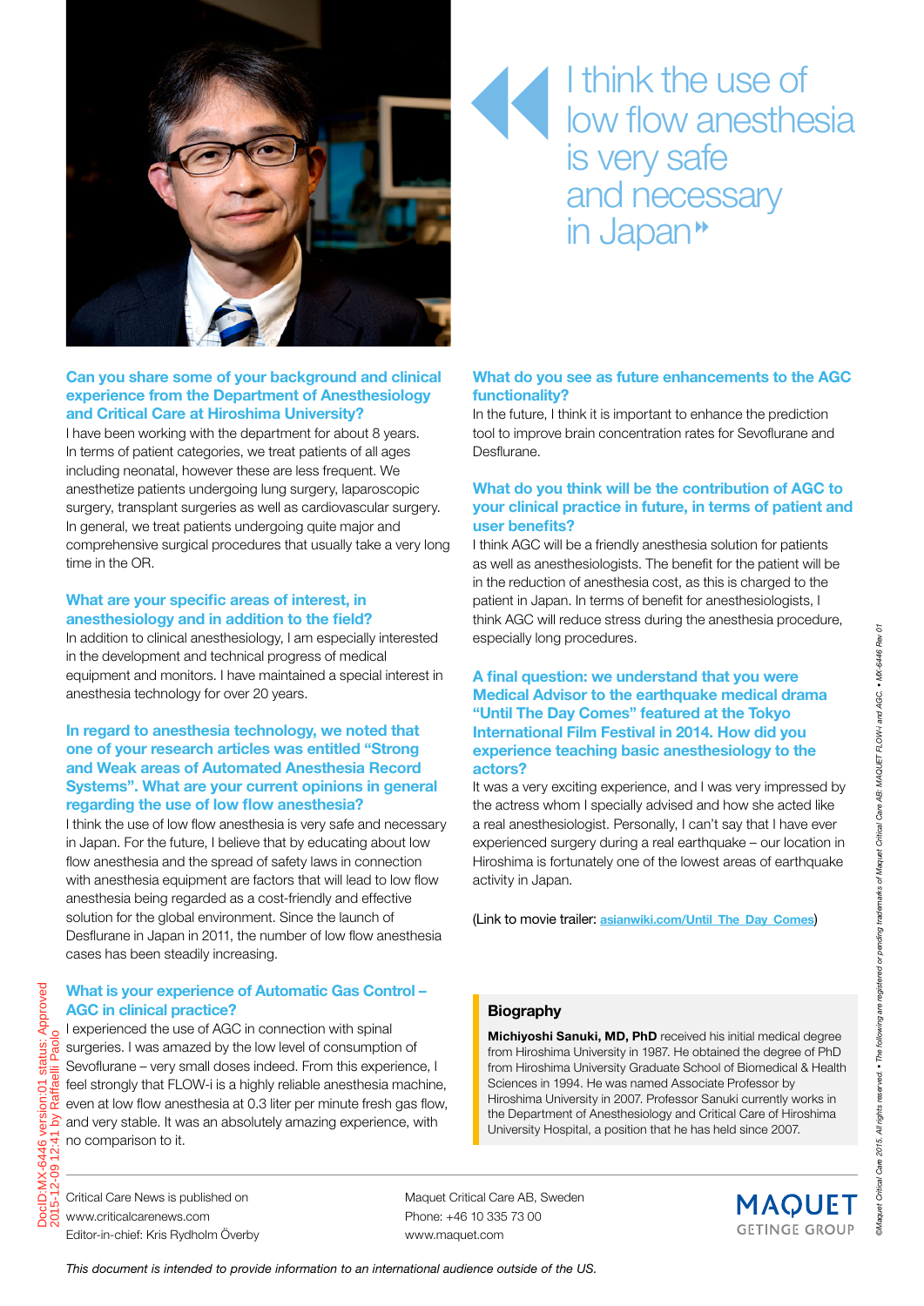> I think the use of low flow anesthesia is very safe and necessary in Japan

**Can you share some of your background and clinical experience from the Department of Anesthesiology and Critical Care at Hiroshima University?**

I have been working with the department for about 8 years. In terms of patient categories, we treat patients of all ages including neonatal, however these are less frequent. We anesthetize patients undergoing lung surgery, laparoscopic surgery, transplant surgeries as well as cardiovascular surgery. In general, we treat patients undergoing quite major and comprehensive surgical procedures that usually take a very long time in the OR.

**What are your specific areas of interest, in anesthesiology and in addition to the field?**

In addition to clinical anesthesiology, I am especially interested in the development and technical progress of medical equipment and monitors. I have maintained a special interest in anesthesia technology for over 20 years.

**In regard to anesthesia technology, we noted that one of your research articles was entitled "Strong and Weak areas of Automated Anesthesia Record Systems". What are your current opinions in general regarding the use of low flow anesthesia?**

I think the use of low flow anesthesia is very safe and necessary in Japan. For the future, I believe that by educating about low flow anesthesia and the spread of safety laws in connection with anesthesia equipment are factors that will lead to low flow anesthesia being regarded as a cost-friendly and effective solution for the global environment. Since the launch of Desflurane in Japan in 2011, the number of low flow anesthesia cases has been steadily increasing.

**What is your experience of Automatic Gas Control – AGC in clinical practice?**

I experienced the use of AGC in connection with spinal surgeries. I was amazed by the low level of consumption of Sevoflurane – very small doses indeed. From this experience, I feel strongly that FLOW-i is a highly reliable anesthesia machine, even at low flow anesthesia at 0.3 liter per minute fresh gas flow, and very stable. It was an absolutely amazing experience, with no comparison to it.

**What do you see as future enhancements to the AGC functionality?**

In the future, I think it is important to enhance the prediction tool to improve brain concentration rates for Sevoflurane and Desflurane.

**What do you think will be the contribution of AGC to your clinical practice in future, in terms of patient and user benefits?**

I think AGC will be a friendly anesthesia solution for patients as well as anesthesiologists. The benefit for the patient will be in the reduction of anesthesia cost, as this is charged to the patient in Japan. In terms of benefit for anesthesiologists, I think AGC will reduce stress during the anesthesia procedure, especially long procedures.

**A final question: we understand that you were Medical Advisor to the earthquake medical drama "Until The Day Comes" featured at the Tokyo International Film Festival in 2014. How did you experience teaching basic anesthesiology to the actors?**

It was a very exciting experience, and I was very impressed by the actress whom I specially advised and how she acted like a real anesthesiologist. Personally, I can't say that I have ever experienced surgery during a real earthquake – our location in Hiroshima is fortunately one of the lowest areas of earthquake activity in Japan.

(Link to movie trailer: asianwiki.com/Until_The_Day_Comes)

### Biography

**Michiyoshi Sanuki, MD, PhD** received his initial medical degree from Hiroshima University in 1987. He obtained the degree of PhD from Hiroshima University Graduate School of Biomedical & Health Sciences in 1994. He was named Associate Professor by Hiroshima University in 2007. Professor Sanuki currently works in the Department of Anesthesiology and Critical Care of Hiroshima University Hospital, a position that he has held since 2007.

DocID:MX-6446 version:01 status: Approved 2015-12-09 12:41 by Raffaelli Paolo

Critical Care News is published on www.criticalcarenews.com
Editor-in-chief: Kris Rydholm Överby

Maquet Critical Care AB, Sweden
Phone: +46 10 335 73 00
www.maquet.com

MAQUET GETINGE GROUP

©Maquet Critical Care 2015. All rights reserved. • The following are registered or pending trademarks of Maquet Critical Care AB: MAQUET FLOW-i and AGC. • MX-6446 Rev 01

*This document is intended to provide information to an international audience outside of the US.*